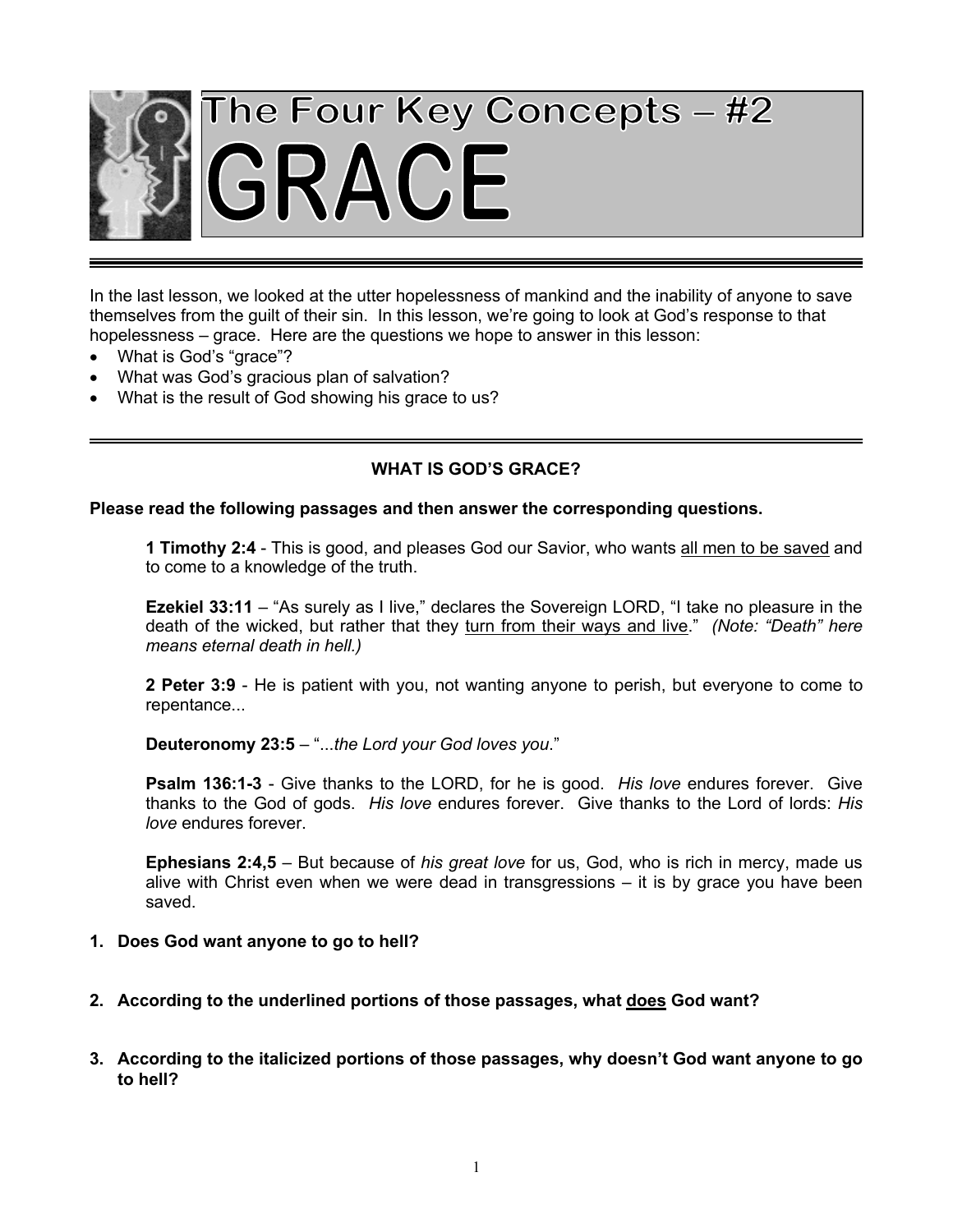# The Four Key Concepts – #2
# GRACE

In the last lesson, we looked at the utter hopelessness of mankind and the inability of anyone to save themselves from the guilt of their sin. In this lesson, we're going to look at God's response to that hopelessness – grace. Here are the questions we hope to answer in this lesson:

- What is God's "grace"?
- What was God's gracious plan of salvation?
- What is the result of God showing his grace to us?

## WHAT IS GOD'S GRACE?

**Please read the following passages and then answer the corresponding questions.**

> **1 Timothy 2:4** - This is good, and pleases God our Savior, who wants <u>all men to be saved</u> and to come to a knowledge of the truth.
>
> **Ezekiel 33:11** – "As surely as I live," declares the Sovereign LORD, "I take no pleasure in the death of the wicked, but rather that they <u>turn from their ways and live</u>." *(Note: "Death" here means eternal death in hell.)*
>
> **2 Peter 3:9** - He is patient with you, not wanting anyone to perish, but everyone to come to repentance...
>
> **Deuteronomy 23:5** – "...*the Lord your God loves you*."
>
> **Psalm 136:1-3** - Give thanks to the LORD, for he is good. *His love* endures forever. Give thanks to the God of gods. *His love* endures forever. Give thanks to the Lord of lords: *His love* endures forever.
>
> **Ephesians 2:4,5** – But because of *his great love* for us, God, who is rich in mercy, made us alive with Christ even when we were dead in transgressions – it is by grace you have been saved.

1. **Does God want anyone to go to hell?**

2. **According to the underlined portions of those passages, what <u>does</u> God want?**

3. **According to the italicized portions of those passages, why doesn't God want anyone to go to hell?**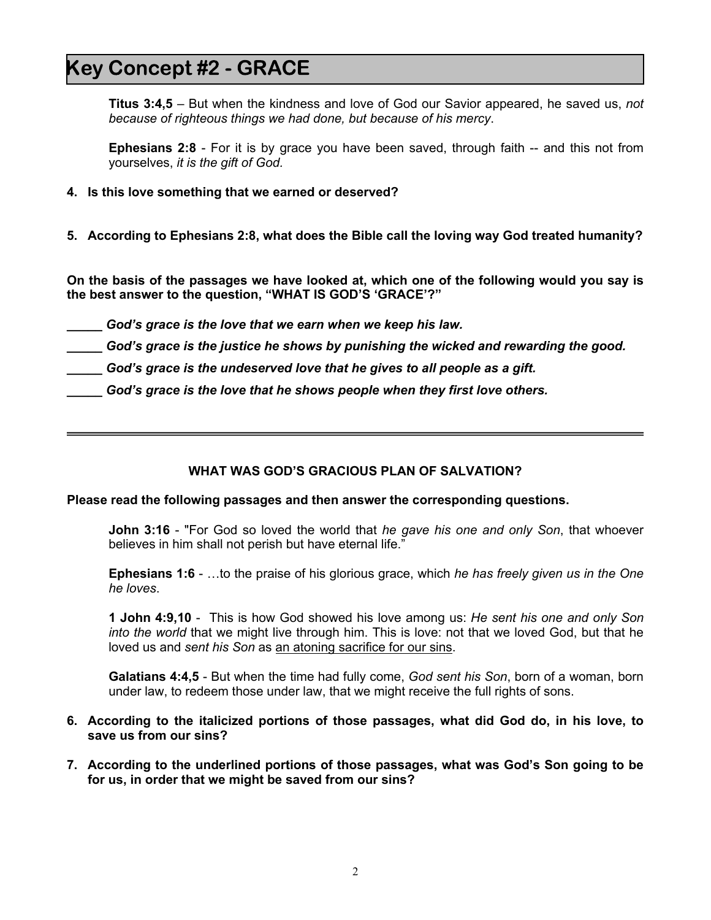# Key Concept #2 - GRACE

> **Titus 3:4,5** – But when the kindness and love of God our Savior appeared, he saved us, *not because of righteous things we had done, but because of his mercy*.
>
> **Ephesians 2:8** - For it is by grace you have been saved, through faith -- and this not from yourselves, *it is the gift of God*.

**4. Is this love something that we earned or deserved?**

**5. According to Ephesians 2:8, what does the Bible call the loving way God treated humanity?**

**On the basis of the passages we have looked at, which one of the following would you say is the best answer to the question, "WHAT IS GOD'S 'GRACE'?"**

**_____ *God's grace is the love that we earn when we keep his law.***

**_____ *God's grace is the justice he shows by punishing the wicked and rewarding the good.***

**_____ *God's grace is the undeserved love that he gives to all people as a gift.***

**_____ *God's grace is the love that he shows people when they first love others.***

---

**WHAT WAS GOD'S GRACIOUS PLAN OF SALVATION?**

**Please read the following passages and then answer the corresponding questions.**

> **John 3:16** - "For God so loved the world that *he gave his one and only Son*, that whoever believes in him shall not perish but have eternal life."
>
> **Ephesians 1:6** - …to the praise of his glorious grace, which *he has freely given us in the One he loves*.
>
> **1 John 4:9,10** - This is how God showed his love among us: *He sent his one and only Son into the world* that we might live through him. This is love: not that we loved God, but that he loved us and *sent his Son* as <u>an atoning sacrifice for our sins</u>.
>
> **Galatians 4:4,5** - But when the time had fully come, *God sent his Son*, born of a woman, born under law, to redeem those under law, that we might receive the full rights of sons.

**6. According to the italicized portions of those passages, what did God do, in his love, to save us from our sins?**

**7. According to the underlined portions of those passages, what was God's Son going to be for us, in order that we might be saved from our sins?**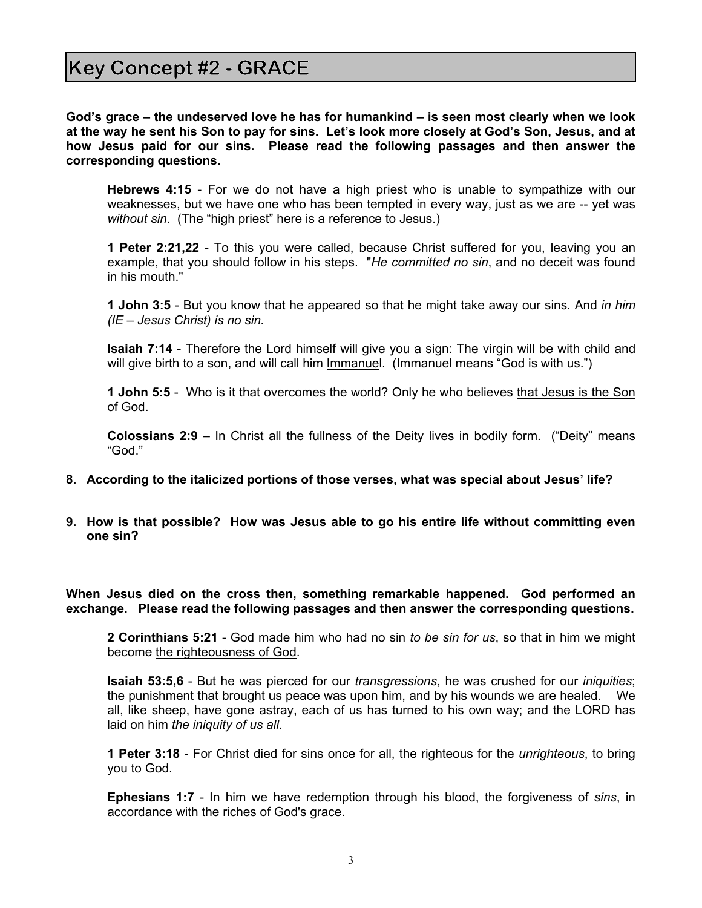# Key Concept #2 - GRACE

**God's grace – the undeserved love he has for humankind – is seen most clearly when we look at the way he sent his Son to pay for sins. Let's look more closely at God's Son, Jesus, and at how Jesus paid for our sins. Please read the following passages and then answer the corresponding questions.**

> **Hebrews 4:15** - For we do not have a high priest who is unable to sympathize with our weaknesses, but we have one who has been tempted in every way, just as we are -- yet was *without sin*. (The "high priest" here is a reference to Jesus.)
>
> **1 Peter 2:21,22** - To this you were called, because Christ suffered for you, leaving you an example, that you should follow in his steps. "*He committed no sin*, and no deceit was found in his mouth."
>
> **1 John 3:5** - But you know that he appeared so that he might take away our sins. And *in him (IE – Jesus Christ) is no sin.*
>
> **Isaiah 7:14** - Therefore the Lord himself will give you a sign: The virgin will be with child and will give birth to a son, and will call him <u>Immanuel</u>. (Immanuel means "God is with us.")
>
> **1 John 5:5** - Who is it that overcomes the world? Only he who believes <u>that Jesus is the Son of God</u>.
>
> **Colossians 2:9** – In Christ all <u>the fullness of the Deity</u> lives in bodily form. ("Deity" means "God."

**8. According to the italicized portions of those verses, what was special about Jesus' life?**

**9. How is that possible? How was Jesus able to go his entire life without committing even one sin?**

**When Jesus died on the cross then, something remarkable happened. God performed an exchange. Please read the following passages and then answer the corresponding questions.**

> **2 Corinthians 5:21** - God made him who had no sin *to be sin for us*, so that in him we might become <u>the righteousness of God</u>.
>
> **Isaiah 53:5,6** - But he was pierced for our *transgressions*, he was crushed for our *iniquities*; the punishment that brought us peace was upon him, and by his wounds we are healed. We all, like sheep, have gone astray, each of us has turned to his own way; and the LORD has laid on him *the iniquity of us all*.
>
> **1 Peter 3:18** - For Christ died for sins once for all, the <u>righteous</u> for the *unrighteous*, to bring you to God.
>
> **Ephesians 1:7** - In him we have redemption through his blood, the forgiveness of *sins*, in accordance with the riches of God's grace.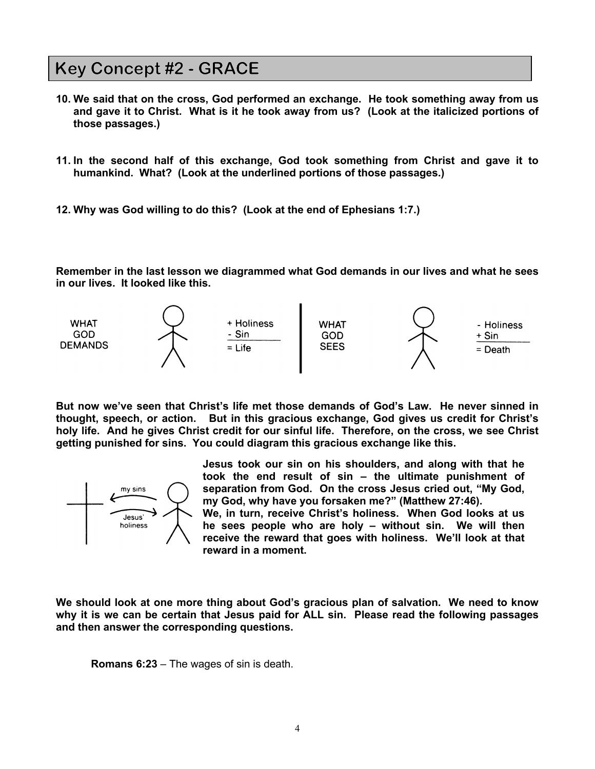## Key Concept #2 - GRACE

**10. We said that on the cross, God performed an exchange. He took something away from us and gave it to Christ. What is it he took away from us? (Look at the italicized portions of those passages.)**

**11. In the second half of this exchange, God took something from Christ and gave it to humankind. What? (Look at the underlined portions of those passages.)**

**12. Why was God willing to do this? (Look at the end of Ephesians 1:7.)**

**Remember in the last lesson we diagrammed what God demands in our lives and what he sees in our lives. It looked like this.**

WHAT GOD DEMANDS — + Holiness, - Sin, = Life | WHAT GOD SEES — - Holiness, + Sin, = Death

**But now we've seen that Christ's life met those demands of God's Law. He never sinned in thought, speech, or action. But in this gracious exchange, God gives us credit for Christ's holy life. And he gives Christ credit for our sinful life. Therefore, on the cross, we see Christ getting punished for sins. You could diagram this gracious exchange like this.**

my sins ← / Jesus' holiness →

**Jesus took our sin on his shoulders, and along with that he took the end result of sin – the ultimate punishment of separation from God. On the cross Jesus cried out, "My God, my God, why have you forsaken me?" (Matthew 27:46).**
**We, in turn, receive Christ's holiness. When God looks at us he sees people who are holy – without sin. We will then receive the reward that goes with holiness. We'll look at that reward in a moment.**

**We should look at one more thing about God's gracious plan of salvation. We need to know why it is we can be certain that Jesus paid for ALL sin. Please read the following passages and then answer the corresponding questions.**

**Romans 6:23** – The wages of sin is death.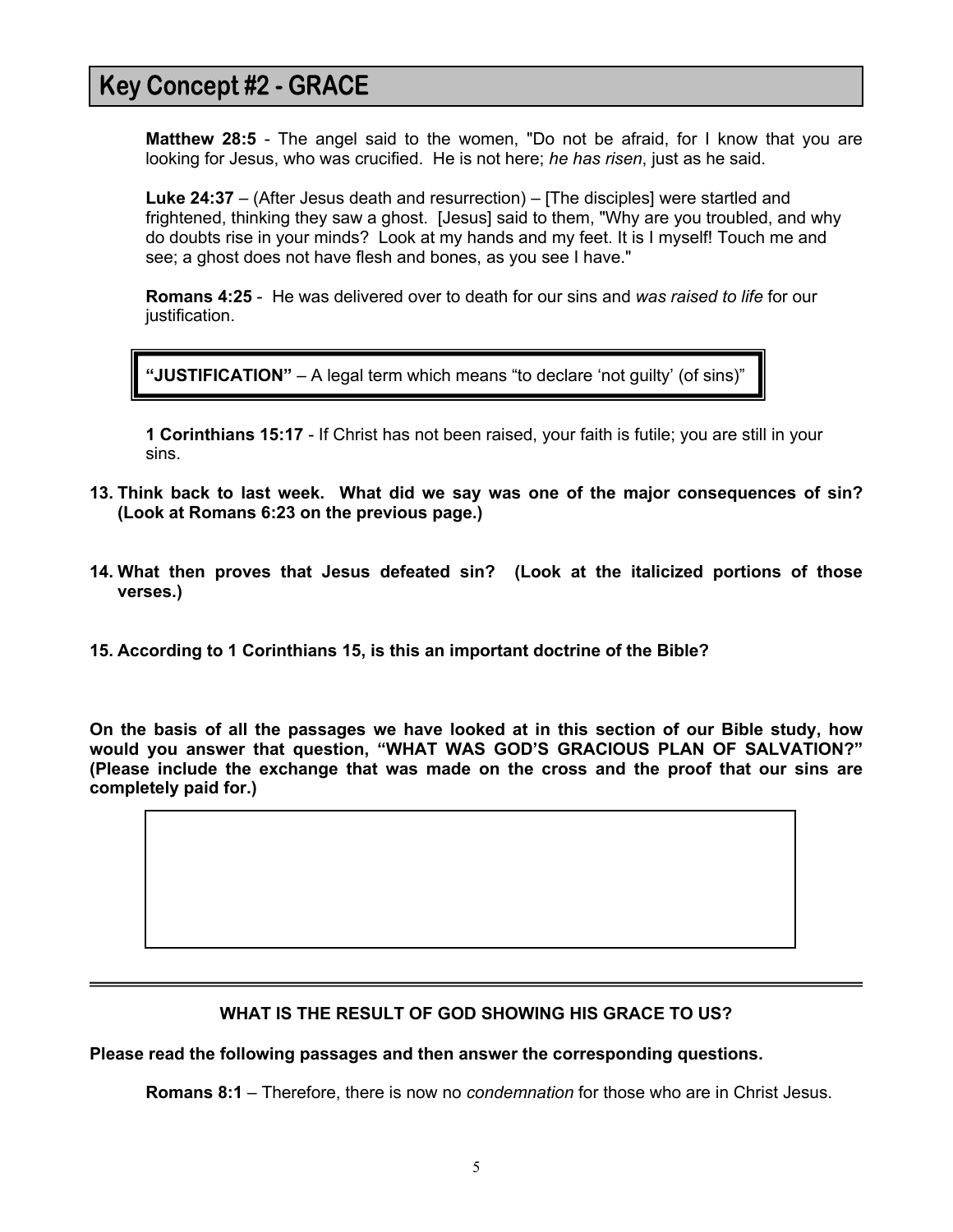## Key Concept #2 - GRACE

**Matthew 28:5** - The angel said to the women, "Do not be afraid, for I know that you are looking for Jesus, who was crucified. He is not here; *he has risen*, just as he said.

**Luke 24:37** – (After Jesus death and resurrection) – [The disciples] were startled and frightened, thinking they saw a ghost. [Jesus] said to them, "Why are you troubled, and why do doubts rise in your minds? Look at my hands and my feet. It is I myself! Touch me and see; a ghost does not have flesh and bones, as you see I have."

**Romans 4:25** - He was delivered over to death for our sins and *was raised to life* for our justification.

> **"JUSTIFICATION"** – A legal term which means "to declare 'not guilty' (of sins)"

**1 Corinthians 15:17** - If Christ has not been raised, your faith is futile; you are still in your sins.

**13. Think back to last week. What did we say was one of the major consequences of sin? (Look at Romans 6:23 on the previous page.)**

**14. What then proves that Jesus defeated sin? (Look at the italicized portions of those verses.)**

**15. According to 1 Corinthians 15, is this an important doctrine of the Bible?**

**On the basis of all the passages we have looked at in this section of our Bible study, how would you answer that question, "WHAT WAS GOD'S GRACIOUS PLAN OF SALVATION?" (Please include the exchange that was made on the cross and the proof that our sins are completely paid for.)**

---

**WHAT IS THE RESULT OF GOD SHOWING HIS GRACE TO US?**

**Please read the following passages and then answer the corresponding questions.**

**Romans 8:1** – Therefore, there is now no *condemnation* for those who are in Christ Jesus.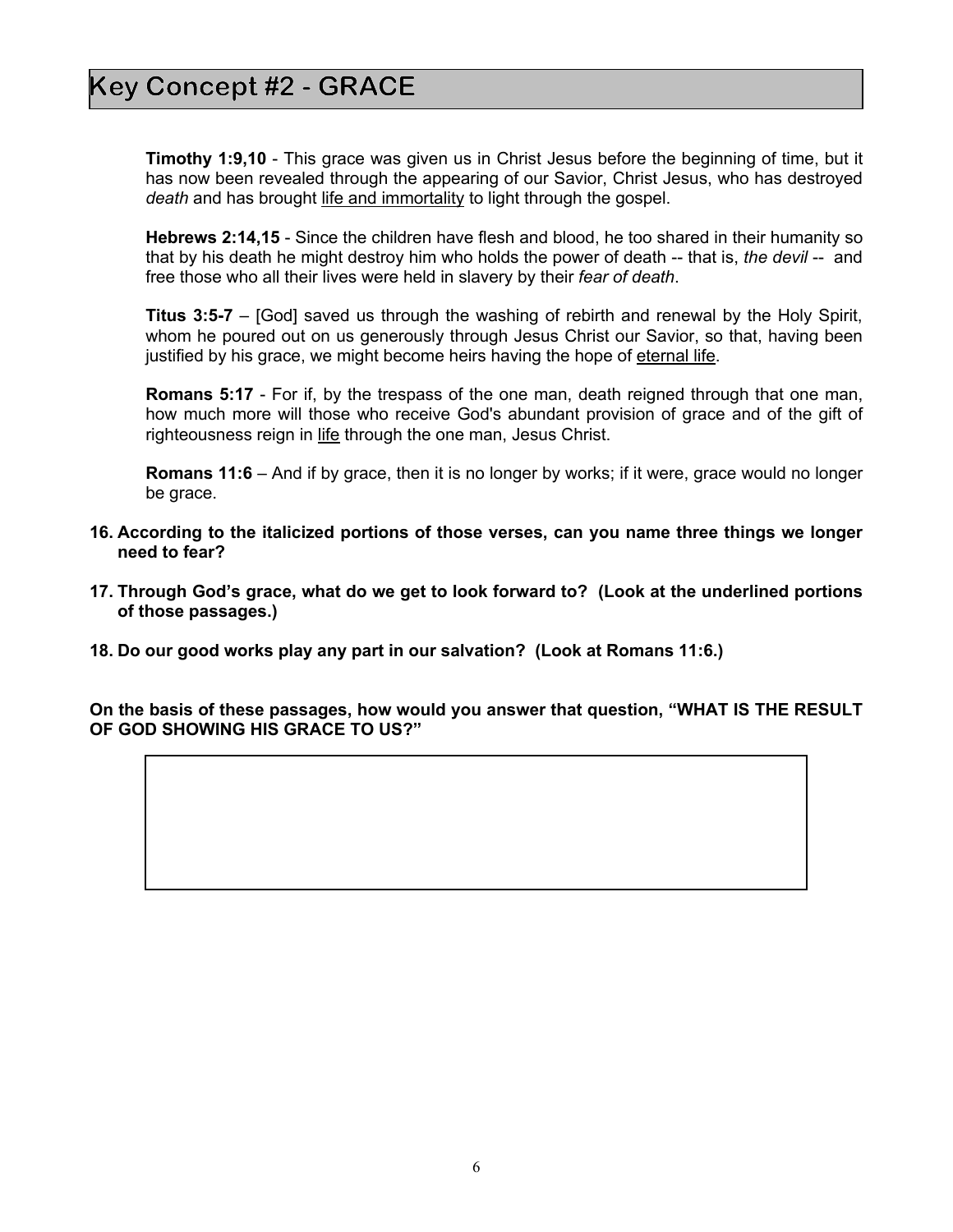# Key Concept #2 - GRACE

**Timothy 1:9,10** - This grace was given us in Christ Jesus before the beginning of time, but it has now been revealed through the appearing of our Savior, Christ Jesus, who has destroyed *death* and has brought <u>life and immortality</u> to light through the gospel.

**Hebrews 2:14,15** - Since the children have flesh and blood, he too shared in their humanity so that by his death he might destroy him who holds the power of death -- that is, *the devil* -- and free those who all their lives were held in slavery by their *fear of death*.

**Titus 3:5-7** – [God] saved us through the washing of rebirth and renewal by the Holy Spirit, whom he poured out on us generously through Jesus Christ our Savior, so that, having been justified by his grace, we might become heirs having the hope of <u>eternal life</u>.

**Romans 5:17** - For if, by the trespass of the one man, death reigned through that one man, how much more will those who receive God's abundant provision of grace and of the gift of righteousness reign in <u>life</u> through the one man, Jesus Christ.

**Romans 11:6** – And if by grace, then it is no longer by works; if it were, grace would no longer be grace.

**16. According to the italicized portions of those verses, can you name three things we longer need to fear?**

**17. Through God's grace, what do we get to look forward to? (Look at the underlined portions of those passages.)**

**18. Do our good works play any part in our salvation? (Look at Romans 11:6.)**

**On the basis of these passages, how would you answer that question, "WHAT IS THE RESULT OF GOD SHOWING HIS GRACE TO US?"**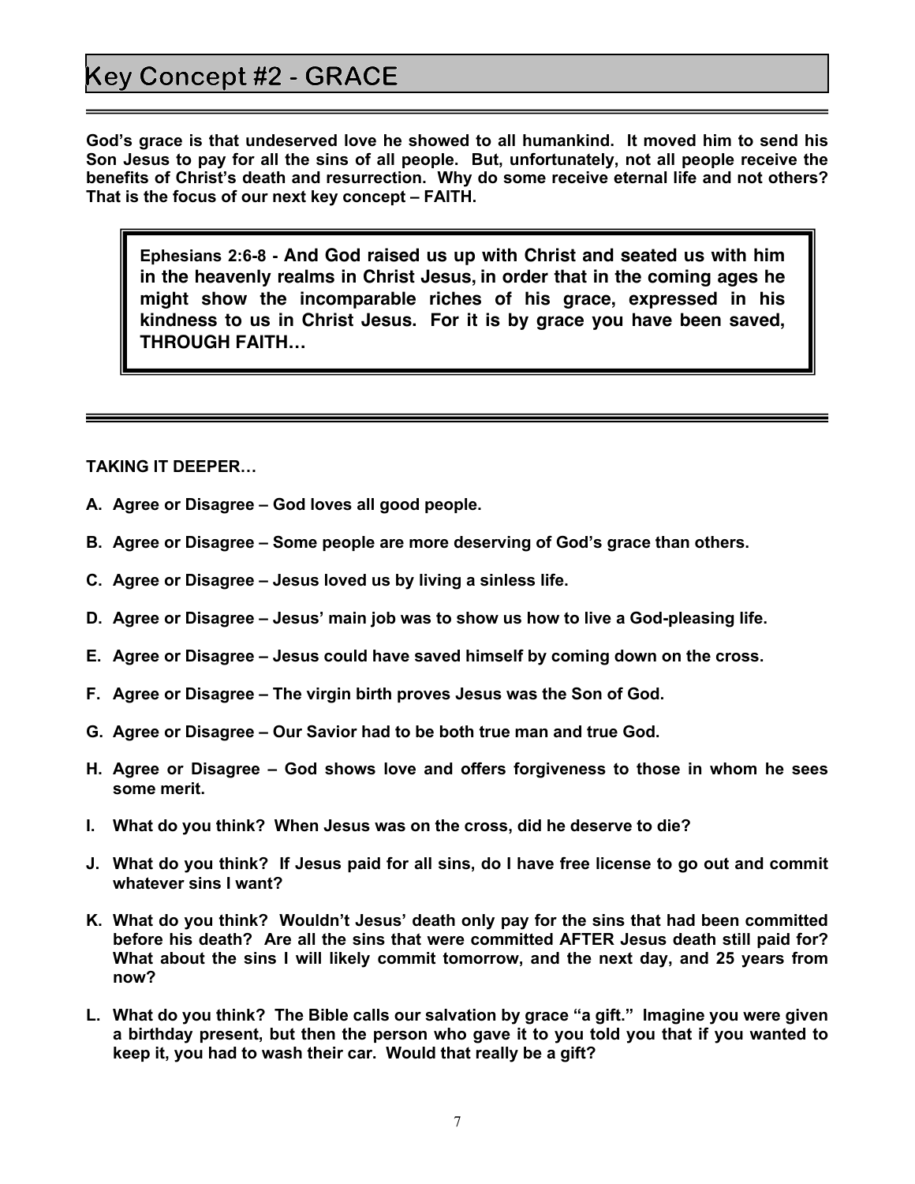# Key Concept #2 - GRACE

**God's grace is that undeserved love he showed to all humankind. It moved him to send his Son Jesus to pay for all the sins of all people. But, unfortunately, not all people receive the benefits of Christ's death and resurrection. Why do some receive eternal life and not others? That is the focus of our next key concept – FAITH.**

> **Ephesians 2:6-8 - And God raised us up with Christ and seated us with him in the heavenly realms in Christ Jesus, in order that in the coming ages he might show the incomparable riches of his grace, expressed in his kindness to us in Christ Jesus. For it is by grace you have been saved, THROUGH FAITH…**

**TAKING IT DEEPER…**

**A. Agree or Disagree – God loves all good people.**

**B. Agree or Disagree – Some people are more deserving of God's grace than others.**

**C. Agree or Disagree – Jesus loved us by living a sinless life.**

**D. Agree or Disagree – Jesus' main job was to show us how to live a God-pleasing life.**

**E. Agree or Disagree – Jesus could have saved himself by coming down on the cross.**

**F. Agree or Disagree – The virgin birth proves Jesus was the Son of God.**

**G. Agree or Disagree – Our Savior had to be both true man and true God.**

**H. Agree or Disagree – God shows love and offers forgiveness to those in whom he sees some merit.**

**I. What do you think? When Jesus was on the cross, did he deserve to die?**

**J. What do you think? If Jesus paid for all sins, do I have free license to go out and commit whatever sins I want?**

**K. What do you think? Wouldn't Jesus' death only pay for the sins that had been committed before his death? Are all the sins that were committed AFTER Jesus death still paid for? What about the sins I will likely commit tomorrow, and the next day, and 25 years from now?**

**L. What do you think? The Bible calls our salvation by grace "a gift." Imagine you were given a birthday present, but then the person who gave it to you told you that if you wanted to keep it, you had to wash their car. Would that really be a gift?**